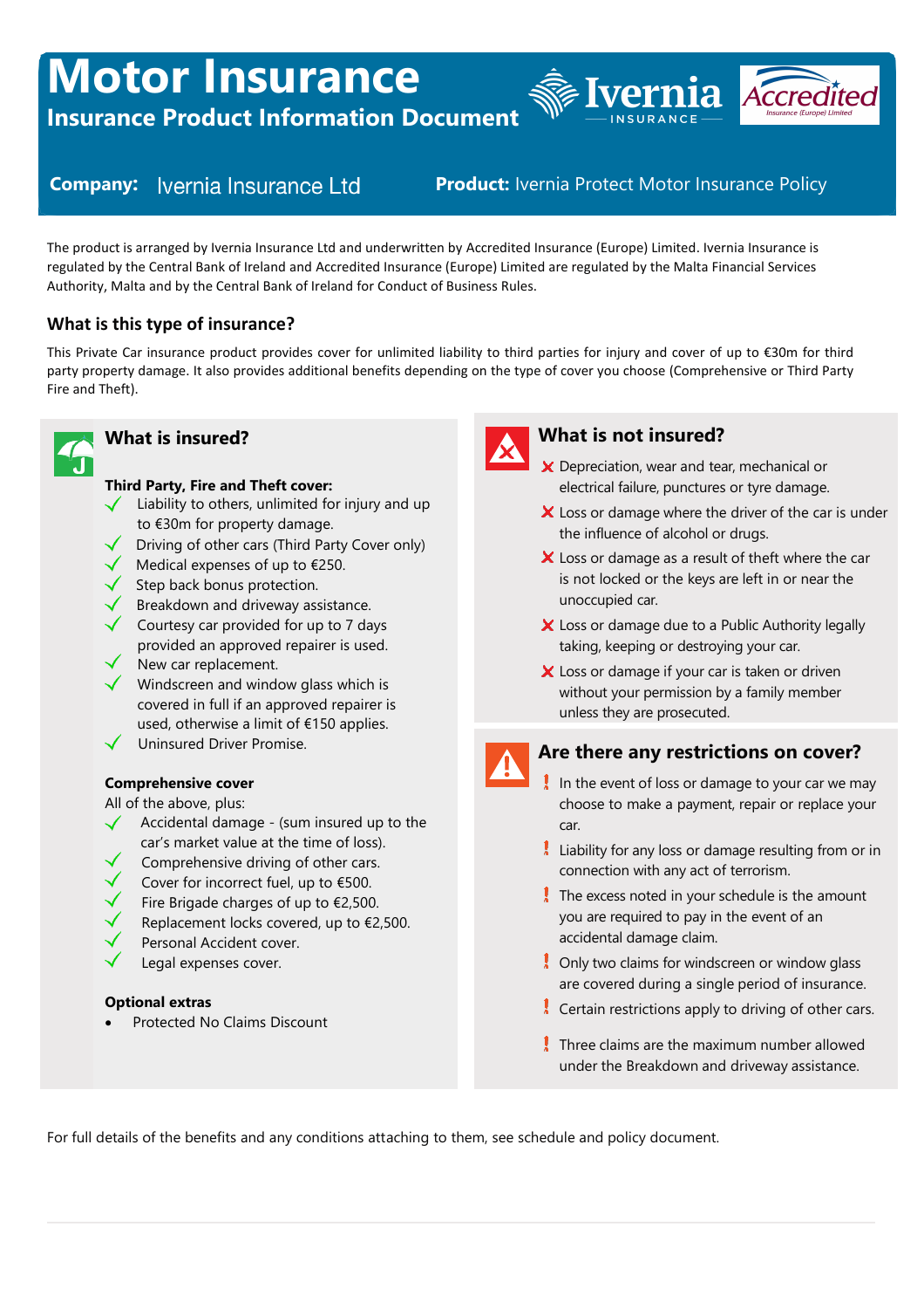# Motor Insurance

## Insurance Product Information Document

**Company:** Ivernia Insurance Ltd

**Product:** Ivernia Protect Motor Insurance Policy

The product is arranged by Ivernia Insurance Ltd and underwritten by Accredited Insurance (Europe) Limited. Ivernia Insurance is regulated by the Central Bank of Ireland and Accredited Insurance (Europe) Limited are regulated by the Malta Financial Services Authority, Malta and by the Central Bank of Ireland for Conduct of Business Rules.

### What is this type of insurance?

This Private Car insurance product provides cover for unlimited liability to third parties for injury and cover of up to €30m for third party property damage. It also provides additional benefits depending on the type of cover you choose (Comprehensive or Third Party Fire and Theft).

### What is insured?

**Third Party, Fire and Theft cover:**

- ✓ Liability to others, unlimited for injury and up to €30m for property damage.
- ✓ Driving of other cars (Third Party Cover only)
- ✓ Medical expenses of up to €250.
- ✓ Step back bonus protection.
- ✓ Breakdown and driveway assistance.
- ✓ Courtesy car provided for up to 7 days provided an approved repairer is used.
- ✓ New car replacement.
- ✓ Windscreen and window glass which is covered in full if an approved repairer is used, otherwise a limit of €150 applies.
- ✓ Uninsured Driver Promise.

**Comprehensive cover**

All of the above, plus:

- ✓ Accidental damage - (sum insured up to the car's market value at the time of loss).
- ✓ Comprehensive driving of other cars.
- ✓ Cover for incorrect fuel, up to €500.
- ✓ Fire Brigade charges of up to €2,500.
- ✓ Replacement locks covered, up to €2,500.
- ✓ Personal Accident cover.
- ✓ Legal expenses cover.

**Optional extras**

- Protected No Claims Discount

### What is not insured?

- ✗ Depreciation, wear and tear, mechanical or electrical failure, punctures or tyre damage.
- ✗ Loss or damage where the driver of the car is under the influence of alcohol or drugs.
- ✗ Loss or damage as a result of theft where the car is not locked or the keys are left in or near the unoccupied car.
- ✗ Loss or damage due to a Public Authority legally taking, keeping or destroying your car.
- ✗ Loss or damage if your car is taken or driven without your permission by a family member unless they are prosecuted.

### Are there any restrictions on cover?

- ! In the event of loss or damage to your car we may choose to make a payment, repair or replace your car.
- ! Liability for any loss or damage resulting from or in connection with any act of terrorism.
- ! The excess noted in your schedule is the amount you are required to pay in the event of an accidental damage claim.
- ! Only two claims for windscreen or window glass are covered during a single period of insurance.
- ! Certain restrictions apply to driving of other cars.
- ! Three claims are the maximum number allowed under the Breakdown and driveway assistance.

For full details of the benefits and any conditions attaching to them, see schedule and policy document.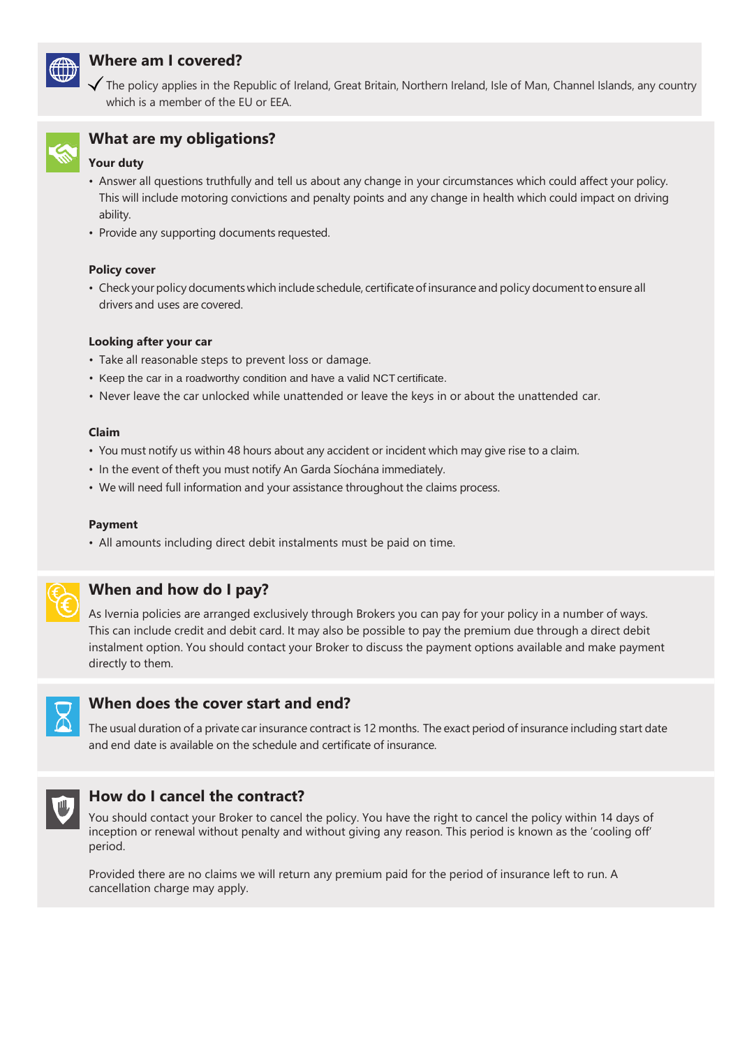## Where am I covered?

✓ The policy applies in the Republic of Ireland, Great Britain, Northern Ireland, Isle of Man, Channel Islands, any country which is a member of the EU or EEA.

## What are my obligations?

**Your duty**

- Answer all questions truthfully and tell us about any change in your circumstances which could affect your policy. This will include motoring convictions and penalty points and any change in health which could impact on driving ability.
- Provide any supporting documents requested.

**Policy cover**

- Check your policy documents which include schedule, certificate of insurance and policy document to ensure all drivers and uses are covered.

**Looking after your car**

- Take all reasonable steps to prevent loss or damage.
- Keep the car in a roadworthy condition and have a valid NCT certificate.
- Never leave the car unlocked while unattended or leave the keys in or about the unattended car.

**Claim**

- You must notify us within 48 hours about any accident or incident which may give rise to a claim.
- In the event of theft you must notify An Garda Síochána immediately.
- We will need full information and your assistance throughout the claims process.

**Payment**

- All amounts including direct debit instalments must be paid on time.

## When and how do I pay?

As Ivernia policies are arranged exclusively through Brokers you can pay for your policy in a number of ways. This can include credit and debit card. It may also be possible to pay the premium due through a direct debit instalment option. You should contact your Broker to discuss the payment options available and make payment directly to them.

## When does the cover start and end?

The usual duration of a private car insurance contract is 12 months. The exact period of insurance including start date and end date is available on the schedule and certificate of insurance.

## How do I cancel the contract?

You should contact your Broker to cancel the policy. You have the right to cancel the policy within 14 days of inception or renewal without penalty and without giving any reason. This period is known as the 'cooling off' period.

Provided there are no claims we will return any premium paid for the period of insurance left to run. A cancellation charge may apply.